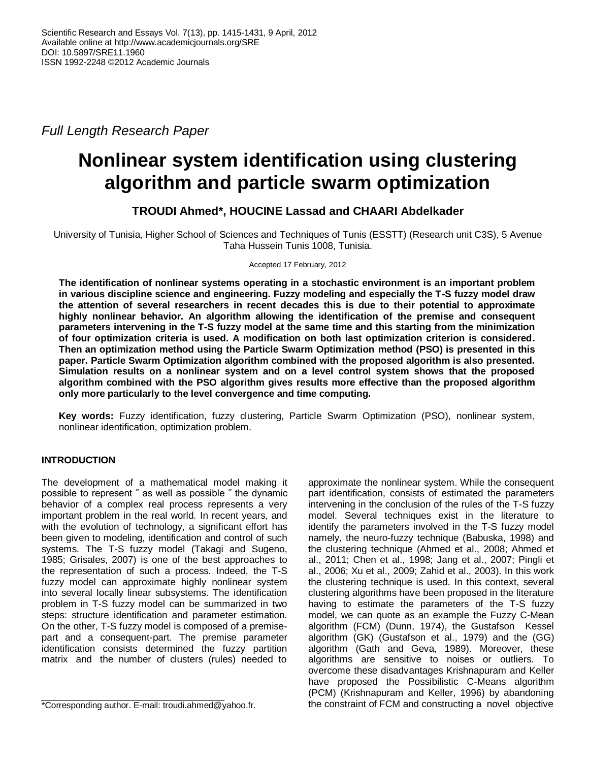Scientific Research and Essays Vol. 7(13), pp. 1415-1431, 9 April, 2012
Available online at http://www.academicjournals.org/SRE
DOI: 10.5897/SRE11.1960
ISSN 1992-2248 ©2012 Academic Journals

*Full Length Research Paper*

# Nonlinear system identification using clustering algorithm and particle swarm optimization

**TROUDI Ahmed*, HOUCINE Lassad and CHAARI Abdelkader**

University of Tunisia, Higher School of Sciences and Techniques of Tunis (ESSTT) (Research unit C3S), 5 Avenue Taha Hussein Tunis 1008, Tunisia.

Accepted 17 February, 2012

**The identification of nonlinear systems operating in a stochastic environment is an important problem in various discipline science and engineering. Fuzzy modeling and especially the T-S fuzzy model draw the attention of several researchers in recent decades this is due to their potential to approximate highly nonlinear behavior. An algorithm allowing the identification of the premise and consequent parameters intervening in the T-S fuzzy model at the same time and this starting from the minimization of four optimization criteria is used. A modification on both last optimization criterion is considered. Then an optimization method using the Particle Swarm Optimization method (PSO) is presented in this paper. Particle Swarm Optimization algorithm combined with the proposed algorithm is also presented. Simulation results on a nonlinear system and on a level control system shows that the proposed algorithm combined with the PSO algorithm gives results more effective than the proposed algorithm only more particularly to the level convergence and time computing.**

**Key words:** Fuzzy identification, fuzzy clustering, Particle Swarm Optimization (PSO), nonlinear system, nonlinear identification, optimization problem.

## INTRODUCTION

The development of a mathematical model making it possible to represent ˝ as well as possible ˝ the dynamic behavior of a complex real process represents a very important problem in the real world. In recent years, and with the evolution of technology, a significant effort has been given to modeling, identification and control of such systems. The T-S fuzzy model (Takagi and Sugeno, 1985; Grisales, 2007) is one of the best approaches to the representation of such a process. Indeed, the T-S fuzzy model can approximate highly nonlinear system into several locally linear subsystems. The identification problem in T-S fuzzy model can be summarized in two steps: structure identification and parameter estimation. On the other, T-S fuzzy model is composed of a premise-part and a consequent-part. The premise parameter identification consists determined the fuzzy partition matrix and the number of clusters (rules) needed to approximate the nonlinear system. While the consequent part identification, consists of estimated the parameters intervening in the conclusion of the rules of the T-S fuzzy model. Several techniques exist in the literature to identify the parameters involved in the T-S fuzzy model namely, the neuro-fuzzy technique (Babuska, 1998) and the clustering technique (Ahmed et al., 2008; Ahmed et al., 2011; Chen et al., 1998; Jang et al., 2007; Pingli et al., 2006; Xu et al., 2009; Zahid et al., 2003). In this work the clustering technique is used. In this context, several clustering algorithms have been proposed in the literature having to estimate the parameters of the T-S fuzzy model, we can quote as an example the Fuzzy C-Mean algorithm (FCM) (Dunn, 1974), the Gustafson Kessel algorithm (GK) (Gustafson et al., 1979) and the (GG) algorithm (Gath and Geva, 1989). Moreover, these algorithms are sensitive to noises or outliers. To overcome these disadvantages Krishnapuram and Keller have proposed the Possibilistic C-Means algorithm (PCM) (Krishnapuram and Keller, 1996) by abandoning the constraint of FCM and constructing a novel objective

*Corresponding author. E-mail: troudi.ahmed@yahoo.fr.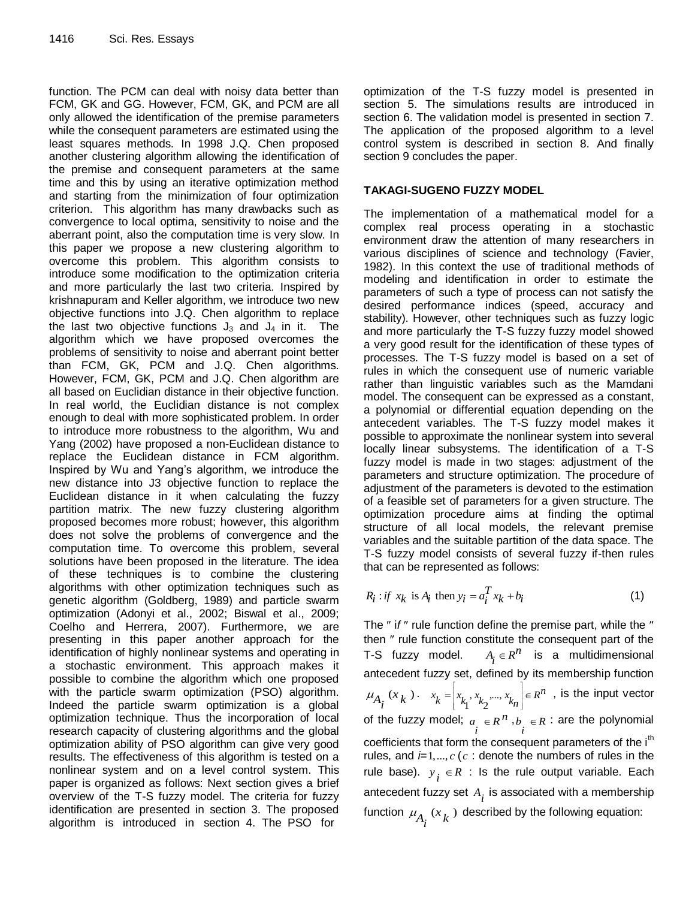function. The PCM can deal with noisy data better than FCM, GK and GG. However, FCM, GK, and PCM are all only allowed the identification of the premise parameters while the consequent parameters are estimated using the least squares methods. In 1998 J.Q. Chen proposed another clustering algorithm allowing the identification of the premise and consequent parameters at the same time and this by using an iterative optimization method and starting from the minimization of four optimization criterion. This algorithm has many drawbacks such as convergence to local optima, sensitivity to noise and the aberrant point, also the computation time is very slow. In this paper we propose a new clustering algorithm to overcome this problem. This algorithm consists to introduce some modification to the optimization criteria and more particularly the last two criteria. Inspired by krishnapuram and Keller algorithm, we introduce two new objective functions into J.Q. Chen algorithm to replace the last two objective functions $J_3$ and $J_4$ in it. The algorithm which we have proposed overcomes the problems of sensitivity to noise and aberrant point better than FCM, GK, PCM and J.Q. Chen algorithms. However, FCM, GK, PCM and J.Q. Chen algorithm are all based on Euclidian distance in their objective function. In real world, the Euclidian distance is not complex enough to deal with more sophisticated problem. In order to introduce more robustness to the algorithm, Wu and Yang (2002) have proposed a non-Euclidean distance to replace the Euclidean distance in FCM algorithm. Inspired by Wu and Yang's algorithm, we introduce the new distance into J3 objective function to replace the Euclidean distance in it when calculating the fuzzy partition matrix. The new fuzzy clustering algorithm proposed becomes more robust; however, this algorithm does not solve the problems of convergence and the computation time. To overcome this problem, several solutions have been proposed in the literature. The idea of these techniques is to combine the clustering algorithms with other optimization techniques such as genetic algorithm (Goldberg, 1989) and particle swarm optimization (Adonyi et al., 2002; Biswal et al., 2009; Coelho and Herrera, 2007). Furthermore, we are presenting in this paper another approach for the identification of highly nonlinear systems and operating in a stochastic environment. This approach makes it possible to combine the algorithm which one proposed with the particle swarm optimization (PSO) algorithm. Indeed the particle swarm optimization is a global optimization technique. Thus the incorporation of local research capacity of clustering algorithms and the global optimization ability of PSO algorithm can give very good results. The effectiveness of this algorithm is tested on a nonlinear system and on a level control system. This paper is organized as follows: Next section gives a brief overview of the T-S fuzzy model. The criteria for fuzzy identification are presented in section 3. The proposed algorithm is introduced in section 4. The PSO for optimization of the T-S fuzzy model is presented in section 5. The simulations results are introduced in section 6. The validation model is presented in section 7. The application of the proposed algorithm to a level control system is described in section 8. And finally section 9 concludes the paper.

## TAKAGI-SUGENO FUZZY MODEL

The implementation of a mathematical model for a complex real process operating in a stochastic environment draw the attention of many researchers in various disciplines of science and technology (Favier, 1982). In this context the use of traditional methods of modeling and identification in order to estimate the parameters of such a type of process can not satisfy the desired performance indices (speed, accuracy and stability). However, other techniques such as fuzzy logic and more particularly the T-S fuzzy fuzzy model showed a very good result for the identification of these types of processes. The T-S fuzzy model is based on a set of rules in which the consequent use of numeric variable rather than linguistic variables such as the Mamdani model. The consequent can be expressed as a constant, a polynomial or differential equation depending on the antecedent variables. The T-S fuzzy model makes it possible to approximate the nonlinear system into several locally linear subsystems. The identification of a T-S fuzzy model is made in two stages: adjustment of the parameters and structure optimization. The procedure of adjustment of the parameters is devoted to the estimation of a feasible set of parameters for a given structure. The optimization procedure aims at finding the optimal structure of all local models, the relevant premise variables and the suitable partition of the data space. The T-S fuzzy model consists of several fuzzy if-then rules that can be represented as follows:

$$R_i : \text{if } x_k \text{ is } A_i \text{ then } y_i = a_i^T x_k + b_i \tag{1}$$

The ″ if ″ rule function define the premise part, while the ″ then ″ rule function constitute the consequent part of the T-S fuzzy model. $A_i \in R^n$ is a multidimensional antecedent fuzzy set, defined by its membership function $\mu_{A_i}(x_k)$. $x_k = \left[x_{k_1}, x_{k_2}, ..., x_{k_n}\right] \in R^n$, is the input vector of the fuzzy model; $a_i \in R^n, b_i \in R$ : are the polynomial coefficients that form the consequent parameters of the i[th] rules, and $i = 1, ..., c$ ($c$ : denote the numbers of rules in the rule base). $y_i \in R$ : Is the rule output variable. Each antecedent fuzzy set $A_i$ is associated with a membership function $\mu_{A_i}(x_k)$ described by the following equation: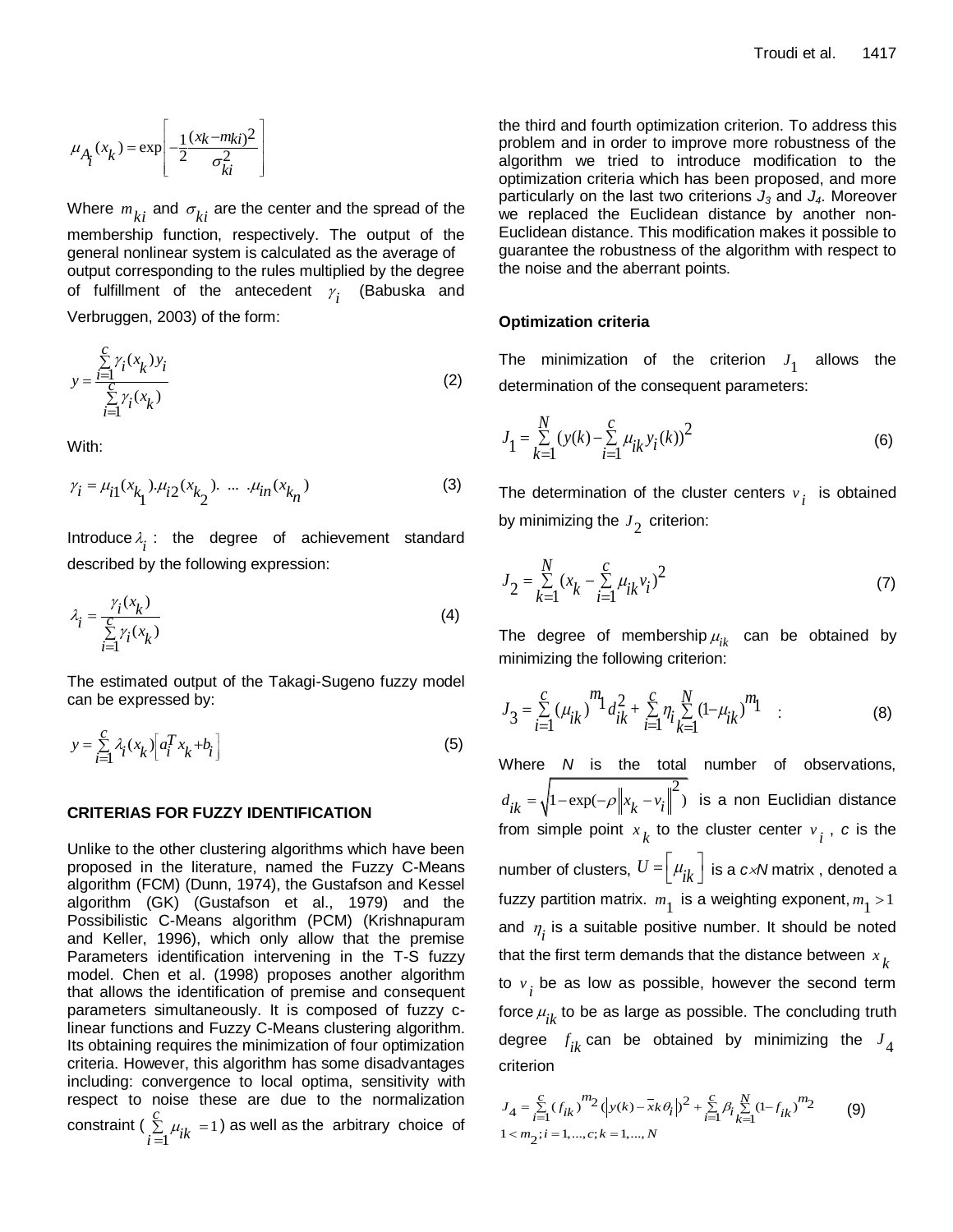$$\mu_{A_i}(x_k) = \exp\left[-\frac{1}{2}\frac{(x_k - m_{ki})^2}{\sigma_{ki}^2}\right]$$

Where $m_{ki}$ and $\sigma_{ki}$ are the center and the spread of the membership function, respectively. The output of the general nonlinear system is calculated as the average of output corresponding to the rules multiplied by the degree of fulfillment of the antecedent $\gamma_i$ (Babuska and Verbruggen, 2003) of the form:

$$y = \frac{\sum_{i=1}^{c}\gamma_i(x_k)y_i}{\sum_{i=1}^{c}\gamma_i(x_k)} \tag{2}$$

With:

$$\gamma_i = \mu_{i1}(x_{k_1}).\mu_{i2}(x_{k_2}).\ ...\ .\mu_{in}(x_{k_n}) \tag{3}$$

Introduce $\lambda_i$ : the degree of achievement standard described by the following expression:

$$\lambda_i = \frac{\gamma_i(x_k)}{\sum_{i=1}^{c}\gamma_i(x_k)} \tag{4}$$

The estimated output of the Takagi-Sugeno fuzzy model can be expressed by:

$$y = \sum_{i=1}^{c}\lambda_i(x_k)\left[a_i^T x_k + b_i\right] \tag{5}$$

## CRITERIAS FOR FUZZY IDENTIFICATION

Unlike to the other clustering algorithms which have been proposed in the literature, named the Fuzzy C-Means algorithm (FCM) (Dunn, 1974), the Gustafson and Kessel algorithm (GK) (Gustafson et al., 1979) and the Possibilistic C-Means algorithm (PCM) (Krishnapuram and Keller, 1996), which only allow that the premise Parameters identification intervening in the T-S fuzzy model. Chen et al. (1998) proposes another algorithm that allows the identification of premise and consequent parameters simultaneously. It is composed of fuzzy c-linear functions and Fuzzy C-Means clustering algorithm. Its obtaining requires the minimization of four optimization criteria. However, this algorithm has some disadvantages including: convergence to local optima, sensitivity with respect to noise these are due to the normalization constraint ($\sum_{i=1}^{c}\mu_{ik} = 1$) as well as the arbitrary choice of the third and fourth optimization criterion. To address this problem and in order to improve more robustness of the algorithm we tried to introduce modification to the optimization criteria which has been proposed, and more particularly on the last two criterions $J_3$ and $J_4$. Moreover we replaced the Euclidean distance by another non-Euclidean distance. This modification makes it possible to guarantee the robustness of the algorithm with respect to the noise and the aberrant points.

### Optimization criteria

The minimization of the criterion $J_1$ allows the determination of the consequent parameters:

$$J_1 = \sum_{k=1}^{N}\left(y(k) - \sum_{i=1}^{c}\mu_{ik}y_i(k)\right)^2 \tag{6}$$

The determination of the cluster centers $v_i$ is obtained by minimizing the $J_2$ criterion:

$$J_2 = \sum_{k=1}^{N}\left(x_k - \sum_{i=1}^{c}\mu_{ik}v_i\right)^2 \tag{7}$$

The degree of membership $\mu_{ik}$ can be obtained by minimizing the following criterion:

$$J_3 = \sum_{i=1}^{c}(\mu_{ik})^{m_1}d_{ik}^2 + \sum_{i=1}^{c}\eta_i\sum_{k=1}^{N}(1-\mu_{ik})^{m_1} \quad : \tag{8}$$

Where $N$ is the total number of observations, $d_{ik} = \sqrt{1-\exp(-\rho\|x_k - v_i\|^2)}$ is a non Euclidian distance from simple point $x_k$ to the cluster center $v_i$ , $c$ is the number of clusters, $U = \left[\mu_{ik}\right]$ is a $c \times N$ matrix , denoted a fuzzy partition matrix. $m_1$ is a weighting exponent, $m_1 > 1$ and $\eta_i$ is a suitable positive number. It should be noted that the first term demands that the distance between $x_k$ to $v_i$ be as low as possible, however the second term force $\mu_{ik}$ to be as large as possible. The concluding truth degree $f_{ik}$ can be obtained by minimizing the $J_4$ criterion

$$J_4 = \sum_{i=1}^{c}(f_{ik})^{m_2}\left(\left|y(k) - \bar{x}_k\theta_i\right|\right)^2 + \sum_{i=1}^{c}\beta_i\sum_{k=1}^{N}(1-f_{ik})^{m_2} \tag{9}$$
$$1 < m_2;\ i = 1,...,c;\ k = 1,...,N$$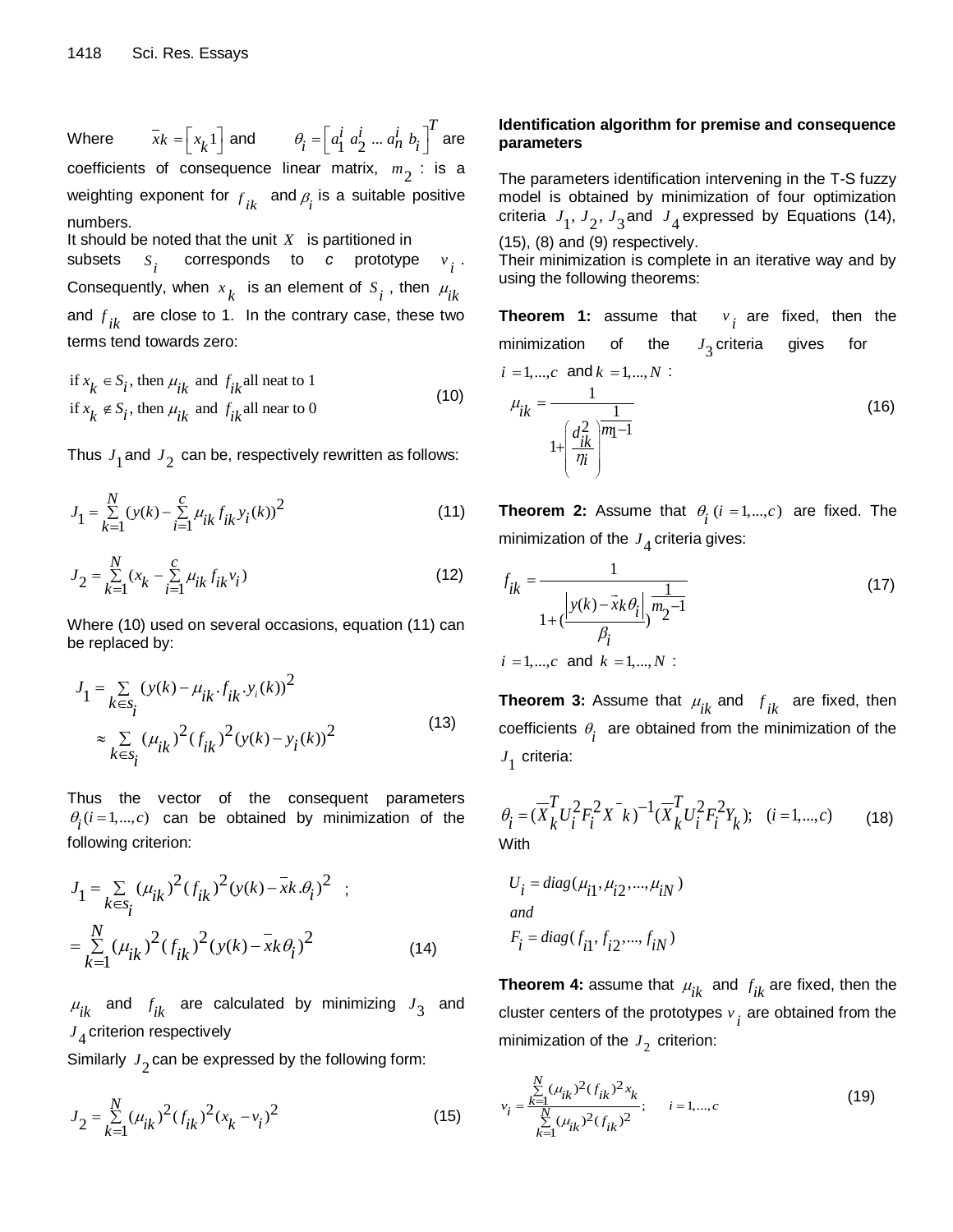Where $\bar{x}k = \left[ x_k \, 1 \right]$ and $\theta_i = \left[ a_1^i \; a_2^i \; ... \; a_n^i \; b_i \right]^T$ are coefficients of consequence linear matrix, $m_2$ : is a weighting exponent for $f_{ik}$ and $\beta_i$ is a suitable positive numbers.

It should be noted that the unit $X$ is partitioned in subsets $S_i$ corresponds to *c* prototype $v_i$. Consequently, when $x_k$ is an element of $S_i$, then $\mu_{ik}$ and $f_{ik}$ are close to 1. In the contrary case, these two terms tend towards zero:

$$
\begin{aligned}
&\text{if } x_k \in S_i \text{, then } \mu_{ik} \text{ and } f_{ik} \text{ all neat to 1} \\
&\text{if } x_k \notin S_i \text{, then } \mu_{ik} \text{ and } f_{ik} \text{ all near to 0}
\end{aligned} \tag{10}
$$

Thus $J_1$ and $J_2$ can be, respectively rewritten as follows:

$$J_1 = \sum_{k=1}^{N} (y(k) - \sum_{i=1}^{c} \mu_{ik} f_{ik} y_i(k))^2 \tag{11}$$

$$J_2 = \sum_{k=1}^{N} (x_k - \sum_{i=1}^{c} \mu_{ik} f_{ik} v_i) \tag{12}$$

Where (10) used on several occasions, equation (11) can be replaced by:

$$
\begin{aligned}
J_1 &= \sum_{k \in s_i} (y(k) - \mu_{ik} . f_{ik} . y_i(k))^2 \\
&\approx \sum_{k \in s_i} (\mu_{ik})^2 (f_{ik})^2 (y(k) - y_i(k))^2
\end{aligned} \tag{13}
$$

Thus the vector of the consequent parameters $\theta_i (i = 1,...,c)$ can be obtained by minimization of the following criterion:

$$
\begin{aligned}
J_1 &= \sum_{k \in s_i} (\mu_{ik})^2 (f_{ik})^2 (y(k) - \bar{x}k . \theta_i)^2 \quad ; \\
&= \sum_{k=1}^{N} (\mu_{ik})^2 (f_{ik})^2 (y(k) - \bar{x}k \theta_i)^2
\end{aligned} \tag{14}
$$

$\mu_{ik}$ and $f_{ik}$ are calculated by minimizing $J_3$ and $J_4$ criterion respectively

Similarly $J_2$ can be expressed by the following form:

$$J_2 = \sum_{k=1}^{N} (\mu_{ik})^2 (f_{ik})^2 (x_k - v_i)^2 \tag{15}$$

**Identification algorithm for premise and consequence parameters**

The parameters identification intervening in the T-S fuzzy model is obtained by minimization of four optimization criteria $J_1$, $J_2$, $J_3$ and $J_4$ expressed by Equations (14), (15), (8) and (9) respectively.

Their minimization is complete in an iterative way and by using the following theorems:

**Theorem 1:** assume that $v_i$ are fixed, then the minimization of the $J_3$ criteria gives for $i = 1,...,c$ and $k = 1,...,N$ :

$$\mu_{ik} = \frac{1}{1 + \left( \frac{d_{ik}^2}{\eta_i} \right)^{\frac{1}{m_1 - 1}}} \tag{16}$$

**Theorem 2:** Assume that $\theta_i \; (i = 1,...,c)$ are fixed. The minimization of the $J_4$ criteria gives:

$$f_{ik} = \frac{1}{1 + \left( \frac{\left| y(k) - \vec{x}k \theta_i \right|}{\beta_i} \right)^{\frac{1}{m_2 - 1}}} \tag{17}$$

$i = 1,...,c$ and $k = 1,...,N$ :

**Theorem 3:** Assume that $\mu_{ik}$ and $f_{ik}$ are fixed, then coefficients $\theta_i$ are obtained from the minimization of the $J_1$ criteria:

$$\theta_i = (\overline{X}_k^T U_i^2 F_i^2 \bar{X} k)^{-1} (\overline{X}_k^T U_i^2 F_i^2 Y_k); \quad (i = 1,...,c) \tag{18}$$

With

$$
\begin{aligned}
&U_i = diag(\mu_{i1}, \mu_{i2}, ..., \mu_{iN}) \\
&and \\
&F_i = diag(f_{i1}, f_{i2}, ..., f_{iN})
\end{aligned}
$$

**Theorem 4:** assume that $\mu_{ik}$ and $f_{ik}$ are fixed, then the cluster centers of the prototypes $v_i$ are obtained from the minimization of the $J_2$ criterion:

$$v_i = \frac{\sum_{k=1}^{N} (\mu_{ik})^2 (f_{ik})^2 x_k}{\sum_{k=1}^{N} (\mu_{ik})^2 (f_{ik})^2}; \quad i = 1,...,c \tag{19}$$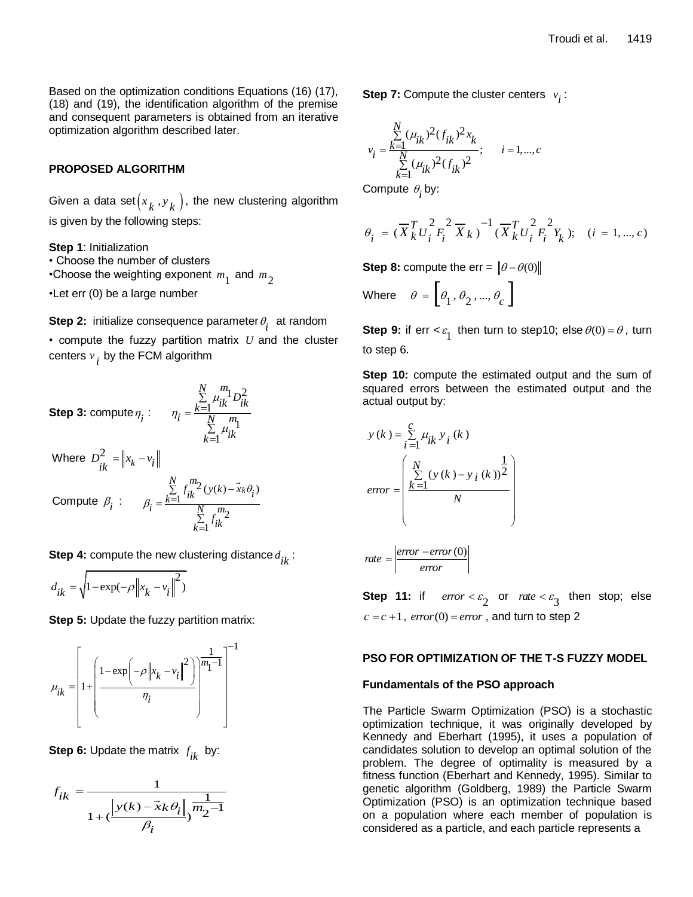Based on the optimization conditions Equations (16) (17), (18) and (19), the identification algorithm of the premise and consequent parameters is obtained from an iterative optimization algorithm described later.

## PROPOSED ALGORITHM

Given a data set $(x_k, y_k)$, the new clustering algorithm is given by the following steps:

**Step 1**: Initialization

- Choose the number of clusters
- Choose the weighting exponent $m_1$ and $m_2$
- Let err (0) be a large number

**Step 2:** initialize consequence parameter $\theta_i$ at random

- compute the fuzzy partition matrix $U$ and the cluster centers $v_i$ by the FCM algorithm

**Step 3:** compute $\eta_i$ :

$$\eta_i = \frac{\sum_{k=1}^{N} \mu_{ik}^{m_1} D_{ik}^2}{\sum_{k=1}^{N} \mu_{ik}^{m_1}}$$

Where $D_{ik}^2 = \|x_k - v_i\|$

Compute $\beta_i$ :

$$\beta_i = \frac{\sum_{k=1}^{N} f_{ik}^{m_2}(y(k) - \vec{x}_k \theta_i)}{\sum_{k=1}^{N} f_{ik}^{m_2}}$$

**Step 4:** compute the new clustering distance $d_{ik}$ :

$$d_{ik} = \sqrt{1 - \exp(-\rho \|x_k - v_i\|^2)}$$

**Step 5:** Update the fuzzy partition matrix:

$$\mu_{ik} = \left[ 1 + \left( \frac{1 - \exp\left(-\rho \|x_k - v_i\|^2\right)}{\eta_i} \right)^{\frac{1}{m_1 - 1}} \right]^{-1}$$

**Step 6:** Update the matrix $f_{ik}$ by:

$$f_{ik} = \frac{1}{1 + \left(\frac{|y(k) - \vec{x}_k \theta_i|}{\beta_i}\right)^{\frac{1}{m_2 - 1}}}$$

**Step 7:** Compute the cluster centers $v_i$ :

$$v_i = \frac{\sum_{k=1}^{N} (\mu_{ik})^2 (f_{ik})^2 x_k}{\sum_{k=1}^{N} (\mu_{ik})^2 (f_{ik})^2}; \qquad i = 1, ..., c$$

Compute $\theta_i$ by:

$$\theta_i = (\overline{X}_k^T U_i^2 F_i^2 \overline{X}_k)^{-1} (\overline{X}_k^T U_i^2 F_i^2 Y_k); \quad (i = 1, ..., c)$$

**Step 8:** compute the err = $\|\theta - \theta(0)\|$

Where $\theta = [\theta_1, \theta_2, ..., \theta_c]$

**Step 9:** if err < $\varepsilon_1$ then turn to step10; else $\theta(0) = \theta$, turn to step 6.

**Step 10:** compute the estimated output and the sum of squared errors between the estimated output and the actual output by:

$$y(k) = \sum_{i=1}^{c} \mu_{ik} y_i(k)$$

$$error = \left( \frac{\sum_{k=1}^{N} (y(k) - y_i(k))^2}{N} \right)^{\frac{1}{2}}$$

$$rate = \left| \frac{error - error(0)}{error} \right|$$

**Step 11:** if $error < \varepsilon_2$ or $rate < \varepsilon_3$ then stop; else $c = c + 1$, $error(0) = error$ , and turn to step 2

## PSO FOR OPTIMIZATION OF THE T-S FUZZY MODEL

### Fundamentals of the PSO approach

The Particle Swarm Optimization (PSO) is a stochastic optimization technique, it was originally developed by Kennedy and Eberhart (1995), it uses a population of candidates solution to develop an optimal solution of the problem. The degree of optimality is measured by a fitness function (Eberhart and Kennedy, 1995). Similar to genetic algorithm (Goldberg, 1989) the Particle Swarm Optimization (PSO) is an optimization technique based on a population where each member of population is considered as a particle, and each particle represents a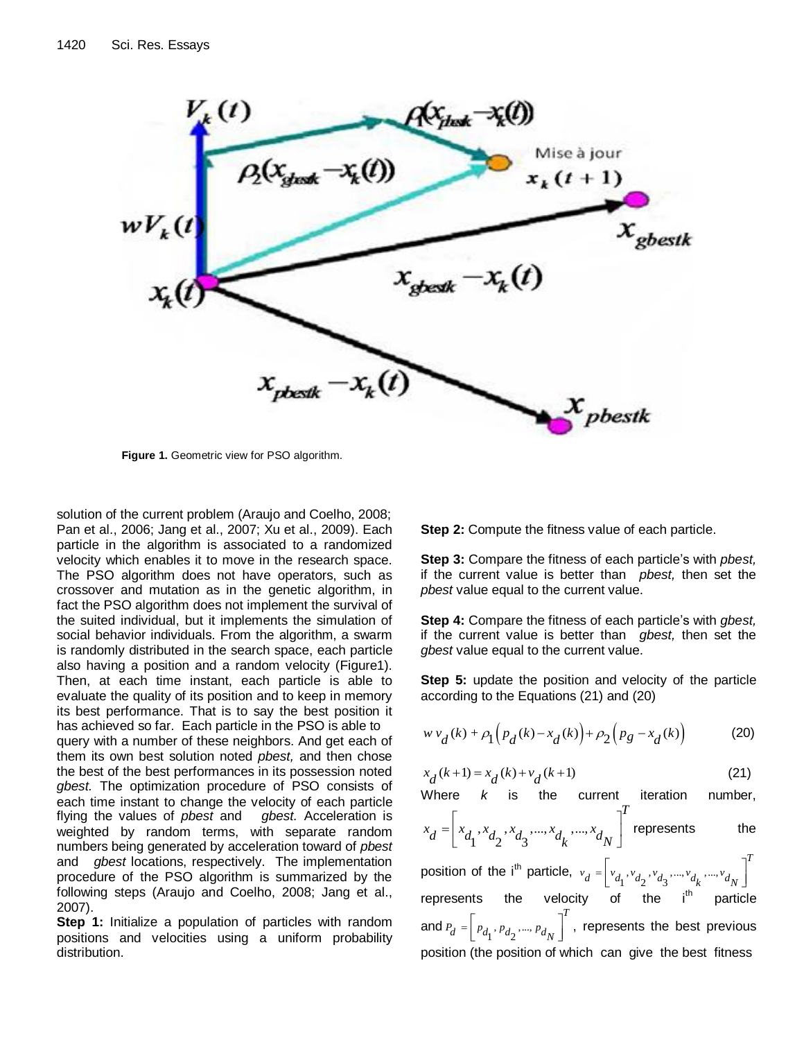Figure 1. Geometric view for PSO algorithm.

solution of the current problem (Araujo and Coelho, 2008; Pan et al., 2006; Jang et al., 2007; Xu et al., 2009). Each particle in the algorithm is associated to a randomized velocity which enables it to move in the research space. The PSO algorithm does not have operators, such as crossover and mutation as in the genetic algorithm, in fact the PSO algorithm does not implement the survival of the suited individual, but it implements the simulation of social behavior individuals. From the algorithm, a swarm is randomly distributed in the search space, each particle also having a position and a random velocity (Figure1). Then, at each time instant, each particle is able to evaluate the quality of its position and to keep in memory its best performance. That is to say the best position it has achieved so far. Each particle in the PSO is able to query with a number of these neighbors. And get each of them its own best solution noted *pbest,* and then chose the best of the best performances in its possession noted *gbest.* The optimization procedure of PSO consists of each time instant to change the velocity of each particle flying the values of *pbest* and *gbest.* Acceleration is weighted by random terms, with separate random numbers being generated by acceleration toward of *pbest* and *gbest* locations, respectively. The implementation procedure of the PSO algorithm is summarized by the following steps (Araujo and Coelho, 2008; Jang et al., 2007).

**Step 1:** Initialize a population of particles with random positions and velocities using a uniform probability distribution.

**Step 2:** Compute the fitness value of each particle.

**Step 3:** Compare the fitness of each particle's with *pbest,* if the current value is better than *pbest,* then set the *pbest* value equal to the current value.

**Step 4:** Compare the fitness of each particle's with *gbest,* if the current value is better than *gbest,* then set the *gbest* value equal to the current value.

**Step 5:** update the position and velocity of the particle according to the Equations (21) and (20)

$$w\, v_d(k) + \rho_1\left(p_d(k) - x_d(k)\right) + \rho_2\left(p_g - x_d(k)\right) \qquad (20)$$

$$x_d(k+1) = x_d(k) + v_d(k+1) \qquad (21)$$

Where $k$ is the current iteration number, $x_d = \left[x_{d_1}, x_{d_2}, x_{d_3}, ..., x_{d_k}, ..., x_{d_N}\right]^T$ represents the position of the i[th] particle, $v_d = \left[v_{d_1}, v_{d_2}, v_{d_3}, ..., v_{d_k}, ..., v_{d_N}\right]^T$ represents the velocity of the i[th] particle and $P_d = \left[p_{d_1}, p_{d_2}, ..., p_{d_N}\right]^T$, represents the best previous position (the position of which can give the best fitness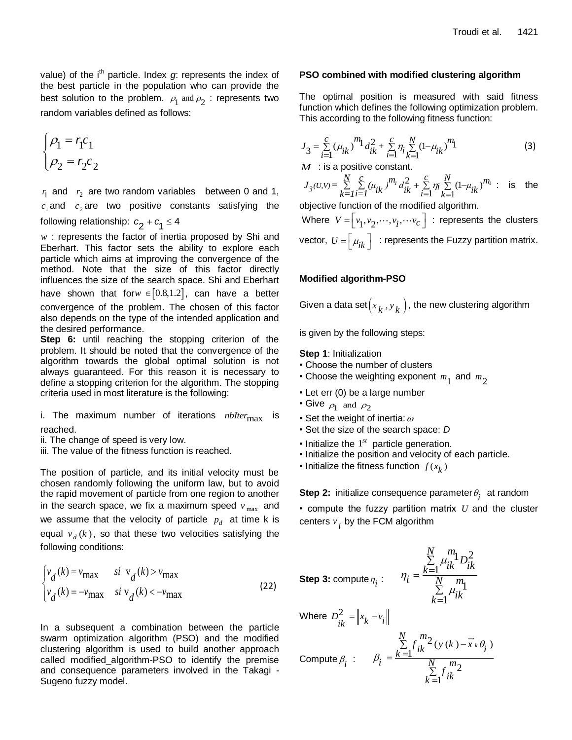value) of the i[th] particle. Index *g*: represents the index of the best particle in the population who can provide the best solution to the problem. $\rho_1$ and $\rho_2$ : represents two random variables defined as follows:

$$\begin{cases} \rho_1 = r_1 c_1 \\ \rho_2 = r_2 c_2 \end{cases}$$

$r_1$ and $r_2$ are two random variables between 0 and 1, $c_1$ and $c_2$ are two positive constants satisfying the following relationship: $c_2 + c_1 \leq 4$

$w$ : represents the factor of inertia proposed by Shi and Eberhart. This factor sets the ability to explore each particle which aims at improving the convergence of the method. Note that the size of this factor directly influences the size of the search space. Shi and Eberhart have shown that for $w \in [0.8, 1.2]$, can have a better convergence of the problem. The chosen of this factor also depends on the type of the intended application and the desired performance.

**Step 6:** until reaching the stopping criterion of the problem. It should be noted that the convergence of the algorithm towards the global optimal solution is not always guaranteed. For this reason it is necessary to define a stopping criterion for the algorithm. The stopping criteria used in most literature is the following:

i. The maximum number of iterations $nbIter_{\max}$ is reached.
ii. The change of speed is very low.
iii. The value of the fitness function is reached.

The position of particle, and its initial velocity must be chosen randomly following the uniform law, but to avoid the rapid movement of particle from one region to another in the search space, we fix a maximum speed $v_{\max}$ and we assume that the velocity of particle $p_d$ at time k is equal $v_d(k)$, so that these two velocities satisfying the following conditions:

$$\begin{cases} v_d(k) = v_{\max} & si \ \ v_d(k) > v_{\max} \\ v_d(k) = -v_{\max} & si \ \ v_d(k) < -v_{\max} \end{cases} \tag{22}$$

In a subsequent a combination between the particle swarm optimization algorithm (PSO) and the modified clustering algorithm is used to build another approach called modified_algorithm-PSO to identify the premise and consequence parameters involved in the Takagi - Sugeno fuzzy model.

**PSO combined with modified clustering algorithm**

The optimal position is measured with said fitness function which defines the following optimization problem. This according to the following fitness function:

$$J_3 = \sum_{i=1}^{c} (\mu_{ik})^{m_1} d_{ik}^2 + \sum_{i=1}^{c} \eta_i \sum_{k=1}^{N} (1-\mu_{ik})^{m_1} \tag{3}$$

$M$ : is a positive constant.

$J_3(U,V) = \sum_{k=1}^{N} \sum_{i=1}^{c} (\mu_{ik})^{m_1} d_{ik}^2 + \sum_{i=1}^{c} \eta_i \sum_{k=1}^{N} (1-\mu_{ik})^{m_1}$ : is the objective function of the modified algorithm.

Where $V = [v_1, v_2, \cdots, v_i, \cdots v_c]$ : represents the clusters vector, $U = [\mu_{ik}]$ : represents the Fuzzy partition matrix.

**Modified algorithm-PSO**

Given a data set $(x_k, y_k)$, the new clustering algorithm is given by the following steps:

**Step 1**: Initialization

- Choose the number of clusters
- Choose the weighting exponent $m_1$ and $m_2$
- Let err (0) be a large number
- Give $\rho_1$ and $\rho_2$
- Set the weight of inertia: $\omega$
- Set the size of the search space: *D*
- Initialize the $1^{st}$ particle generation.
- Initialize the position and velocity of each particle.
- Initialize the fitness function $f(x_k)$

**Step 2:** initialize consequence parameter $\theta_i$ at random

- compute the fuzzy partition matrix $U$ and the cluster centers $v_i$ by the FCM algorithm

**Step 3:** compute $\eta_i$ :

$$\eta_i = \frac{\sum_{k=1}^{N} \mu_{ik}^{m_1} D_{ik}^2}{\sum_{k=1}^{N} \mu_{ik}^{m_1}}$$

Where $D_{ik}^2 = \|x_k - v_i\|$

Compute $\beta_i$ :

$$\beta_i = \frac{\sum_{k=1}^{N} f_{ik}^{m_2} (y(k) - \vec{x}_k \theta_i)}{\sum_{k=1}^{N} f_{ik}^{m_2}}$$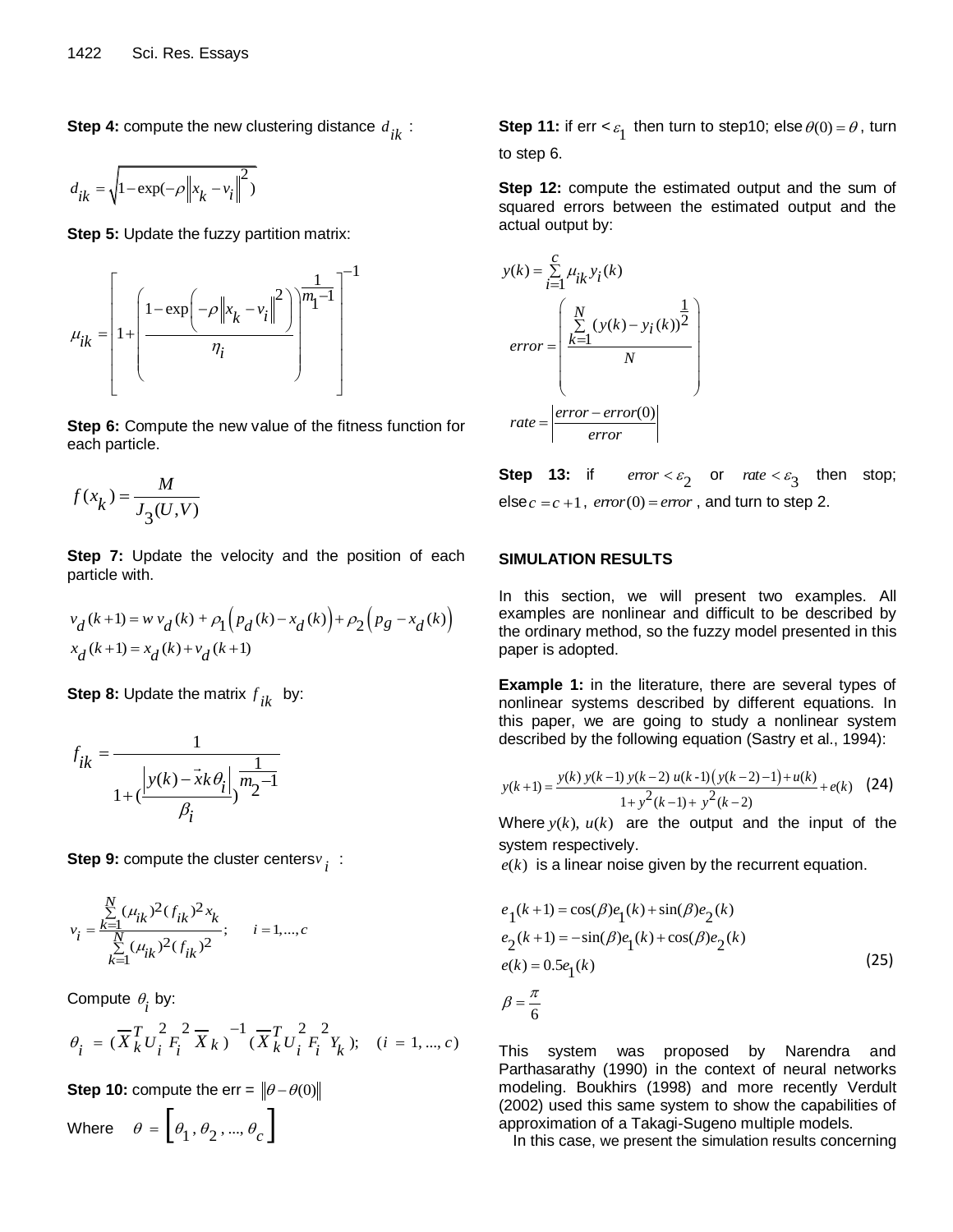**Step 4:** compute the new clustering distance $d_{ik}$ :

$$d_{ik} = \sqrt{1 - \exp(-\rho \left\| x_k - v_i \right\|^2)}$$

**Step 5:** Update the fuzzy partition matrix:

$$\mu_{ik} = \left[ 1 + \left( \frac{1 - \exp\left( -\rho \left\| x_k - v_i \right\|^2 \right)}{\eta_i} \right)^{\frac{1}{m_1 - 1}} \right]^{-1}$$

**Step 6:** Compute the new value of the fitness function for each particle.

$$f(x_k) = \frac{M}{J_3(U,V)}$$

**Step 7:** Update the velocity and the position of each particle with.

$$v_d(k+1) = w\, v_d(k) + \rho_1 \left( p_d(k) - x_d(k) \right) + \rho_2 \left( p_g - x_d(k) \right)$$
$$x_d(k+1) = x_d(k) + v_d(k+1)$$

**Step 8:** Update the matrix $f_{ik}$ by:

$$f_{ik} = \frac{1}{1 + \left( \frac{\left| y(k) - \vec{x}k\theta_i \right|}{\beta_i} \right)^{\frac{1}{m_2 - 1}}}$$

**Step 9:** compute the cluster centers $v_i$ :

$$v_i = \frac{\sum_{k=1}^{N} (\mu_{ik})^2 (f_{ik})^2 x_k}{\sum_{k=1}^{N} (\mu_{ik})^2 (f_{ik})^2}; \qquad i = 1, \ldots, c$$

Compute $\theta_i$ by:

$$\theta_i = (\overline{X}_k^T U_i^2 F_i^2 \overline{X}_k)^{-1} (\overline{X}_k^T U_i^2 F_i^2 Y_k); \quad (i = 1, \ldots, c)$$

**Step 10:** compute the err = $\left\| \theta - \theta(0) \right\|$

Where $\theta = \left[ \theta_1, \theta_2, \ldots, \theta_c \right]$

**Step 11:** if err < $\varepsilon_1$ then turn to step10; else $\theta(0) = \theta$, turn to step 6.

**Step 12:** compute the estimated output and the sum of squared errors between the estimated output and the actual output by:

$$y(k) = \sum_{i=1}^{c} \mu_{ik} y_i(k)$$

$$error = \left( \frac{\sum_{k=1}^{N} (y(k) - y_i(k))^2}{N} \right)^{\frac{1}{2}}$$

$$rate = \left| \frac{error - error(0)}{error} \right|$$

**Step 13:** if $error < \varepsilon_2$ or $rate < \varepsilon_3$ then stop; else $c = c + 1$, $error(0) = error$, and turn to step 2.

## SIMULATION RESULTS

In this section, we will present two examples. All examples are nonlinear and difficult to be described by the ordinary method, so the fuzzy model presented in this paper is adopted.

**Example 1:** in the literature, there are several types of nonlinear systems described by different equations. In this paper, we are going to study a nonlinear system described by the following equation (Sastry et al., 1994):

$$y(k+1) = \frac{y(k)\, y(k-1)\, y(k-2)\, u(k\text{-}1)\left( y(k-2) - 1 \right) + u(k)}{1 + y^2(k-1) + y^2(k-2)} + e(k) \quad (24)$$

Where $y(k)$, $u(k)$ are the output and the input of the system respectively.

$e(k)$ is a linear noise given by the recurrent equation.

$$\begin{aligned} e_1(k+1) &= \cos(\beta) e_1(k) + \sin(\beta) e_2(k) \\ e_2(k+1) &= -\sin(\beta) e_1(k) + \cos(\beta) e_2(k) \\ e(k) &= 0.5 e_1(k) \\ \beta &= \frac{\pi}{6} \end{aligned} \quad (25)$$

This system was proposed by Narendra and Parthasarathy (1990) in the context of neural networks modeling. Boukhirs (1998) and more recently Verdult (2002) used this same system to show the capabilities of approximation of a Takagi-Sugeno multiple models.

In this case, we present the simulation results concerning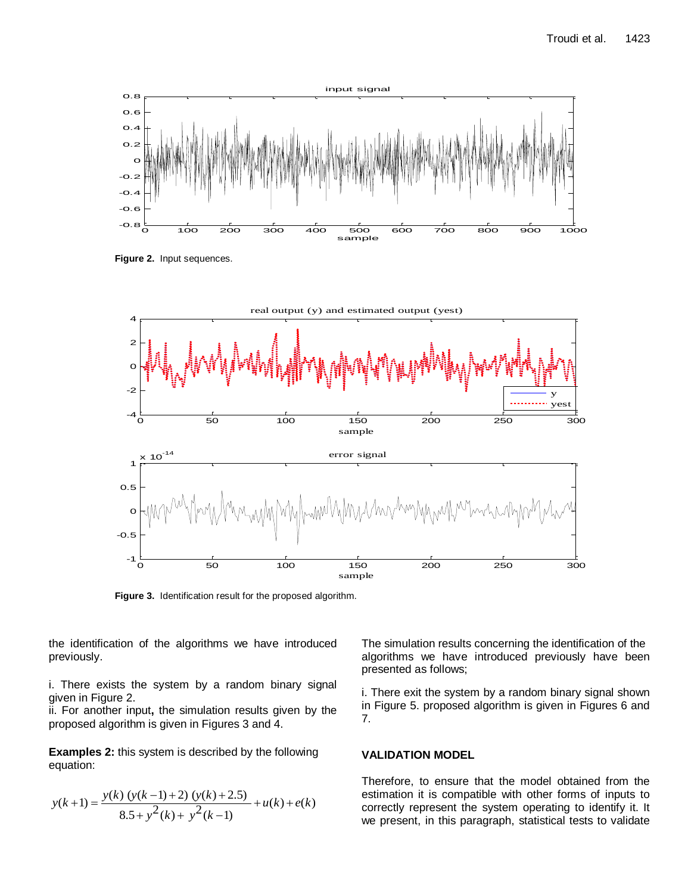Figure 2. Input sequences.

Figure 3. Identification result for the proposed algorithm.

the identification of the algorithms we have introduced previously.

i. There exists the system by a random binary signal given in Figure 2.
ii. For another input**,** the simulation results given by the proposed algorithm is given in Figures 3 and 4.

**Examples 2:** this system is described by the following equation:

$$y(k+1) = \frac{y(k)\,(y(k-1)+2)\,(y(k)+2.5)}{8.5 + y^2(k) + y^2(k-1)} + u(k) + e(k)$$

The simulation results concerning the identification of the algorithms we have introduced previously have been presented as follows;

i. There exit the system by a random binary signal shown in Figure 5. proposed algorithm is given in Figures 6 and 7.

## VALIDATION MODEL

Therefore, to ensure that the model obtained from the estimation it is compatible with other forms of inputs to correctly represent the system operating to identify it. It we present, in this paragraph, statistical tests to validate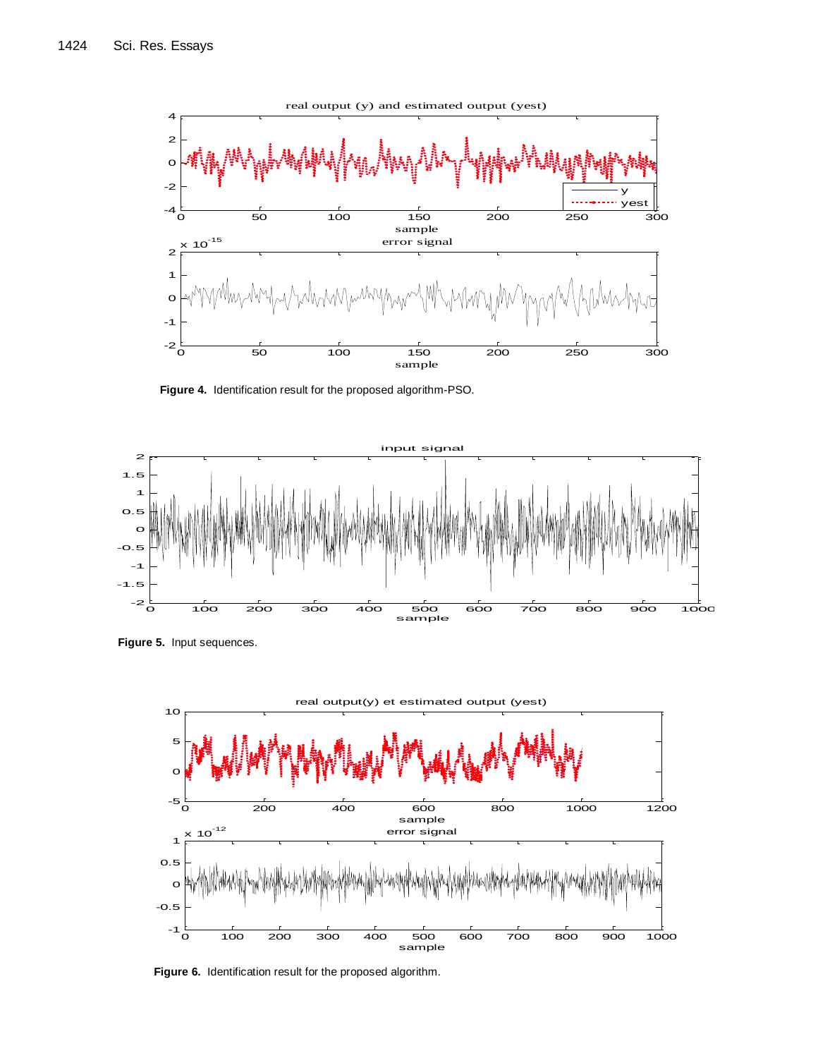Figure 4. Identification result for the proposed algorithm-PSO.

Figure 5. Input sequences.

Figure 6. Identification result for the proposed algorithm.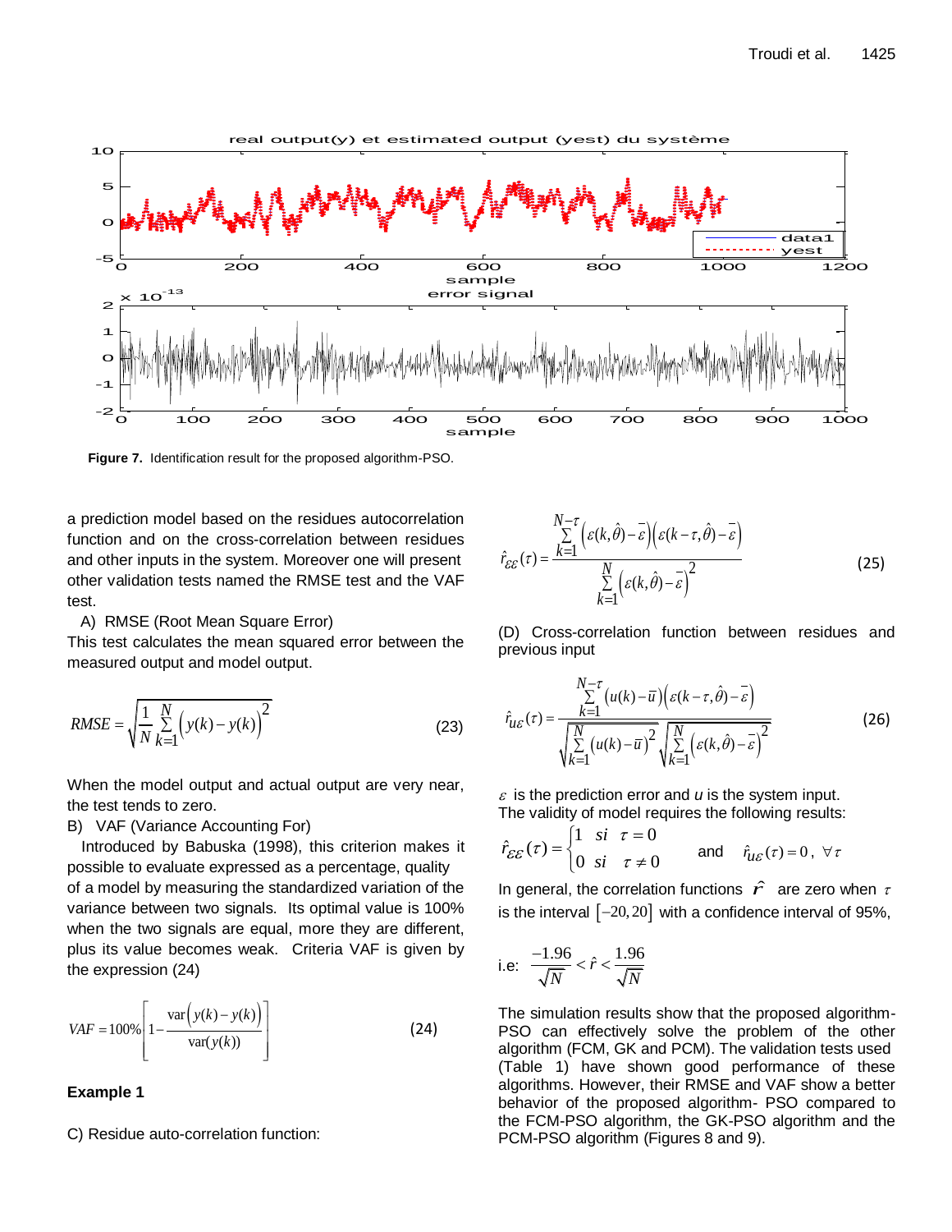Figure 7. Identification result for the proposed algorithm-PSO.

a prediction model based on the residues autocorrelation function and on the cross-correlation between residues and other inputs in the system. Moreover one will present other validation tests named the RMSE test and the VAF test.

A) RMSE (Root Mean Square Error)

This test calculates the mean squared error between the measured output and model output.

$$RMSE = \sqrt{\frac{1}{N}\sum_{k=1}^{N}\left(y(k)-y(k)\right)^2} \tag{23}$$

When the model output and actual output are very near, the test tends to zero.

B) VAF (Variance Accounting For)

Introduced by Babuska (1998), this criterion makes it possible to evaluate expressed as a percentage, quality of a model by measuring the standardized variation of the variance between two signals. Its optimal value is 100% when the two signals are equal, more they are different, plus its value becomes weak. Criteria VAF is given by the expression (24)

$$VAF = 100\%\left[1-\frac{\mathrm{var}\left(y(k)-y(k)\right)}{\mathrm{var}(y(k))}\right] \tag{24}$$

**Example 1**

C) Residue auto-correlation function:

$$\hat{r}_{\varepsilon\varepsilon}(\tau) = \frac{\sum_{k=1}^{N-\tau}\left(\varepsilon(k,\hat{\theta})-\bar{\varepsilon}\right)\left(\varepsilon(k-\tau,\hat{\theta})-\bar{\varepsilon}\right)}{\sum_{k=1}^{N}\left(\varepsilon(k,\hat{\theta})-\bar{\varepsilon}\right)^2} \tag{25}$$

(D) Cross-correlation function between residues and previous input

$$\hat{r}_{u\varepsilon}(\tau) = \frac{\sum_{k=1}^{N-\tau}\left(u(k)-\bar{u}\right)\left(\varepsilon(k-\tau,\hat{\theta})-\bar{\varepsilon}\right)}{\sqrt{\sum_{k=1}^{N}\left(u(k)-\bar{u}\right)^2}\sqrt{\sum_{k=1}^{N}\left(\varepsilon(k,\hat{\theta})-\bar{\varepsilon}\right)^2}} \tag{26}$$

$\varepsilon$ is the prediction error and *u* is the system input.

The validity of model requires the following results:

$$\hat{r}_{\varepsilon\varepsilon}(\tau) = \begin{cases} 1 & si \quad \tau = 0 \\ 0 & si \quad \tau \neq 0 \end{cases} \quad \text{and} \quad \hat{r}_{u\varepsilon}(\tau) = 0,\ \forall \tau$$

In general, the correlation functions $\hat{r}$ are zero when $\tau$ is the interval $[-20, 20]$ with a confidence interval of 95%,

i.e: $\frac{-1.96}{\sqrt{N}} < \hat{r} < \frac{1.96}{\sqrt{N}}$

The simulation results show that the proposed algorithm-PSO can effectively solve the problem of the other algorithm (FCM, GK and PCM). The validation tests used (Table 1) have shown good performance of these algorithms. However, their RMSE and VAF show a better behavior of the proposed algorithm- PSO compared to the FCM-PSO algorithm, the GK-PSO algorithm and the PCM-PSO algorithm (Figures 8 and 9).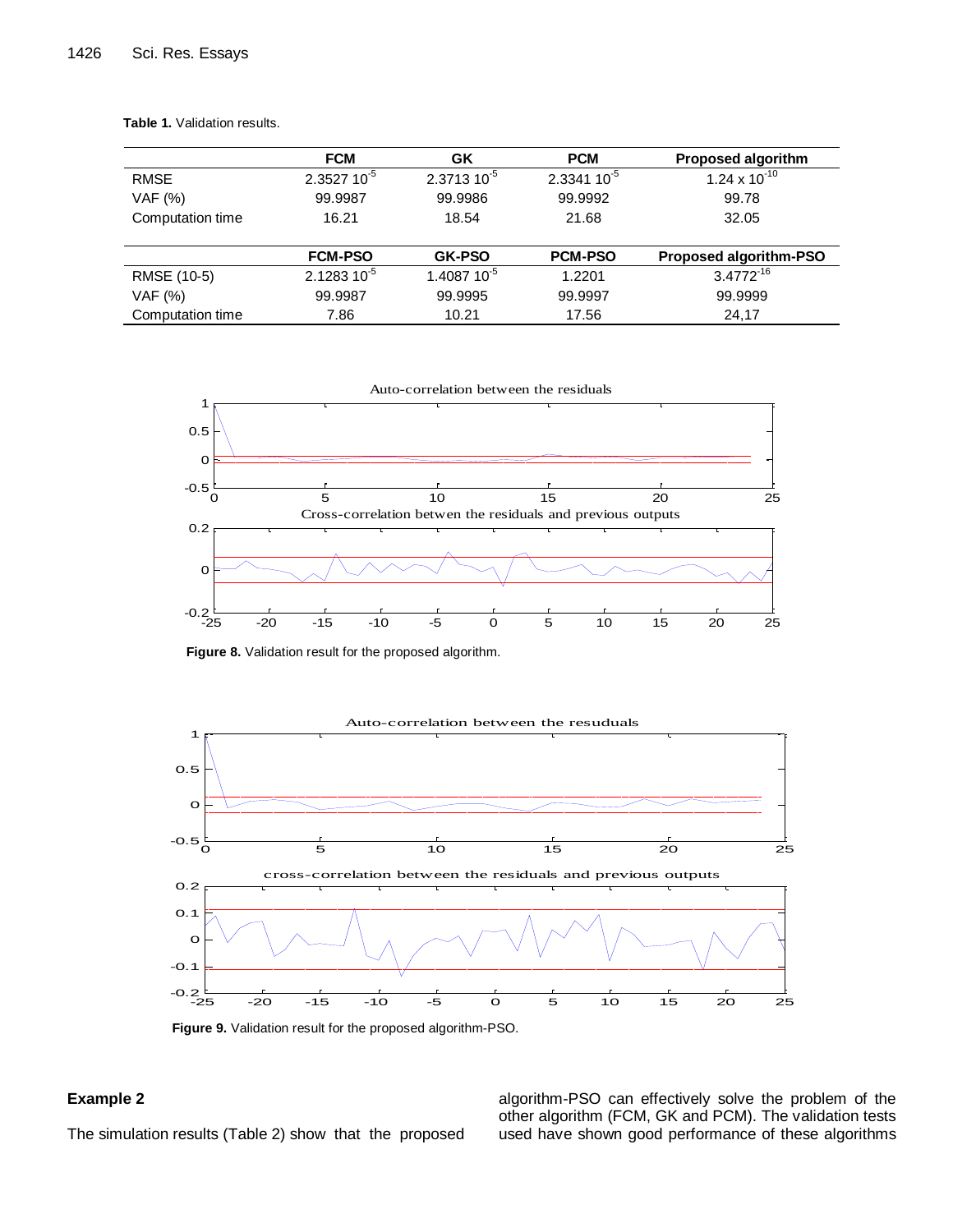**Table 1.** Validation results.

| | FCM | GK | PCM | Proposed algorithm |
|---|---|---|---|---|
| RMSE | 2.3527 $10^{-5}$ | 2.3713 $10^{-5}$ | 2.3341 $10^{-5}$ | 1.24 x $10^{-10}$ |
| VAF (%) | 99.9987 | 99.9986 | 99.9992 | 99.78 |
| Computation time | 16.21 | 18.54 | 21.68 | 32.05 |
| | **FCM-PSO** | **GK-PSO** | **PCM-PSO** | **Proposed algorithm-PSO** |
| RMSE (10-5) | 2.1283 $10^{-5}$ | 1.4087 $10^{-5}$ | 1.2201 | $3.4772^{-16}$ |
| VAF (%) | 99.9987 | 99.9995 | 99.9997 | 99.9999 |
| Computation time | 7.86 | 10.21 | 17.56 | 24,17 |

**Figure 8.** Validation result for the proposed algorithm.

**Figure 9.** Validation result for the proposed algorithm-PSO.

### Example 2

The simulation results (Table 2) show that the proposed algorithm-PSO can effectively solve the problem of the other algorithm (FCM, GK and PCM). The validation tests used have shown good performance of these algorithms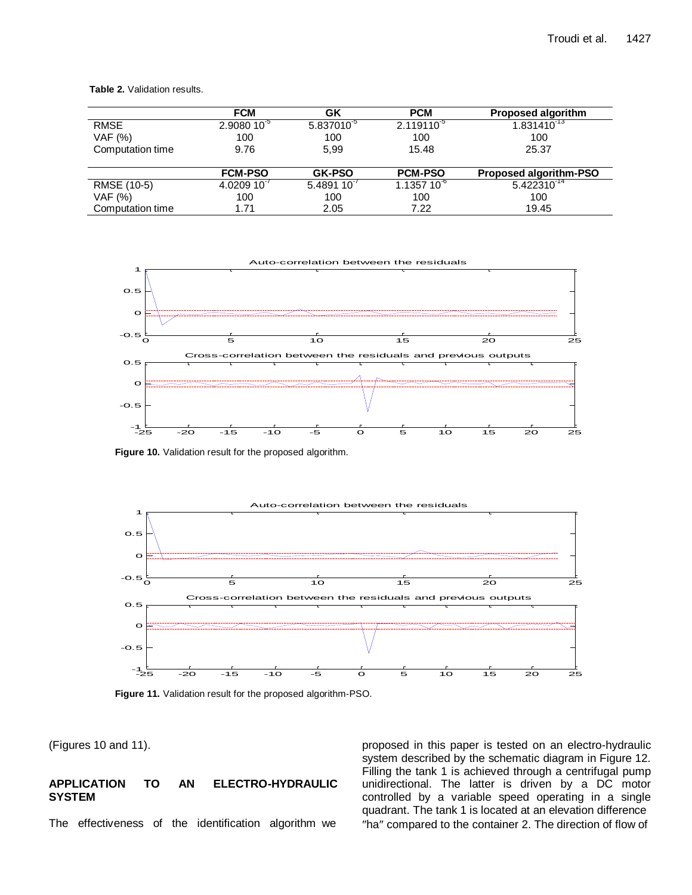**Table 2.** Validation results.

| | FCM | GK | PCM | Proposed algorithm |
|---|---|---|---|---|
| RMSE | $2.9080\ 10^{-5}$ | $5.837010^{-5}$ | $2.119110^{-5}$ | $1.831410^{-13}$ |
| VAF (%) | 100 | 100 | 100 | 100 |
| Computation time | 9.76 | 5,99 | 15.48 | 25.37 |
| | **FCM-PSO** | **GK-PSO** | **PCM-PSO** | **Proposed algorithm-PSO** |
| RMSE (10-5) | $4.0209\ 10^{-7}$ | $5.4891\ 10^{-7}$ | $1.1357\ 10^{-6}$ | $5.422310^{-14}$ |
| VAF (%) | 100 | 100 | 100 | 100 |
| Computation time | 1.71 | 2.05 | 7.22 | 19.45 |

**Figure 10.** Validation result for the proposed algorithm.

**Figure 11.** Validation result for the proposed algorithm-PSO.

(Figures 10 and 11).

## APPLICATION TO AN ELECTRO-HYDRAULIC SYSTEM

The effectiveness of the identification algorithm we proposed in this paper is tested on an electro-hydraulic system described by the schematic diagram in Figure 12. Filling the tank 1 is achieved through a centrifugal pump unidirectional. The latter is driven by a DC motor controlled by a variable speed operating in a single quadrant. The tank 1 is located at an elevation difference ″ha″ compared to the container 2. The direction of flow of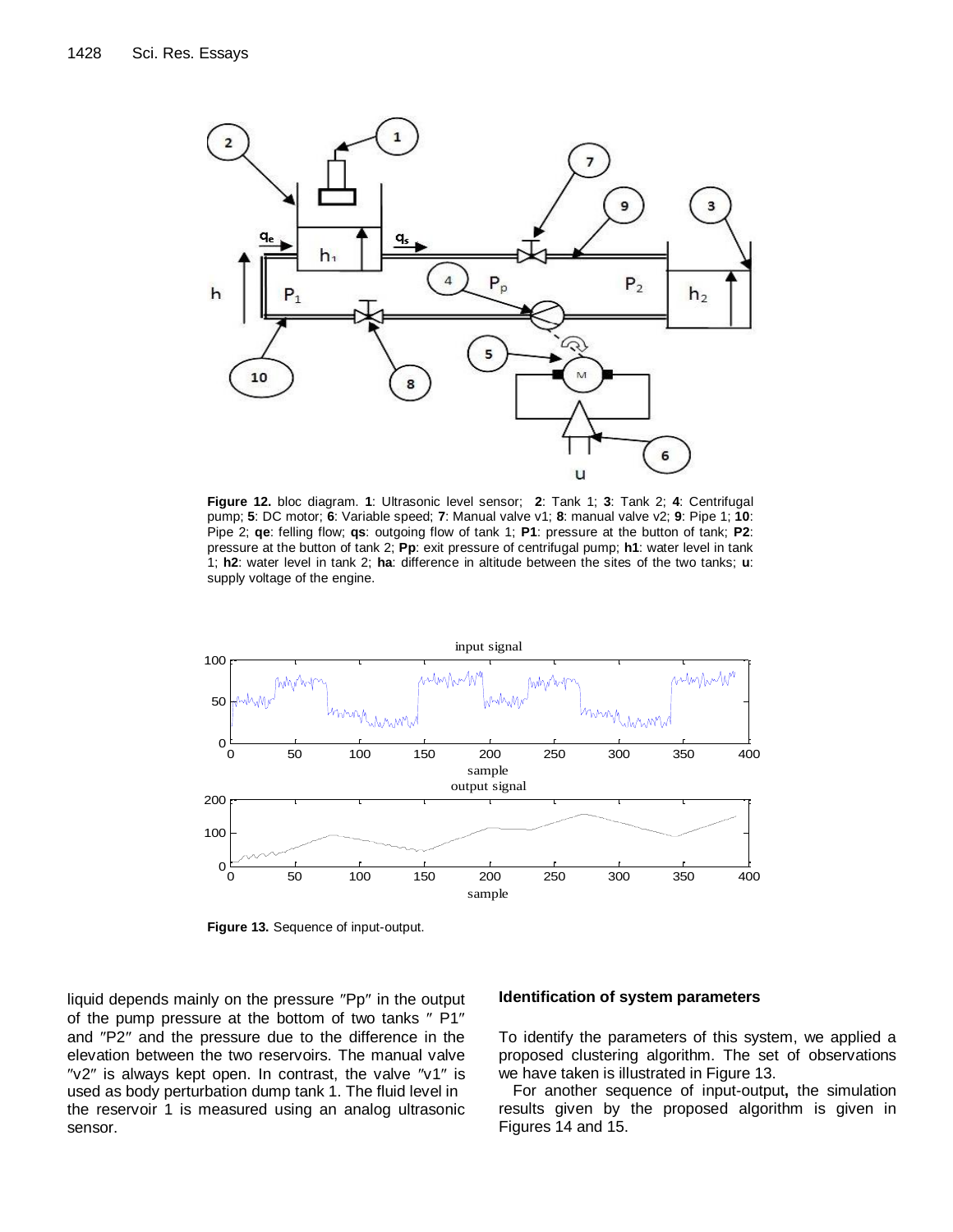**Figure 12.** bloc diagram. **1**: Ultrasonic level sensor; **2**: Tank 1; **3**: Tank 2; **4**: Centrifugal pump; **5**: DC motor; **6**: Variable speed; **7**: Manual valve v1; **8**: manual valve v2; **9**: Pipe 1; **10**: Pipe 2; **qe**: felling flow; **qs**: outgoing flow of tank 1; **P1**: pressure at the button of tank; **P2**: pressure at the button of tank 2; **Pp**: exit pressure of centrifugal pump; **h1**: water level in tank 1; **h2**: water level in tank 2; **ha**: difference in altitude between the sites of the two tanks; **u**: supply voltage of the engine.

**Figure 13.** Sequence of input-output.

liquid depends mainly on the pressure ″Pp″ in the output of the pump pressure at the bottom of two tanks ″ P1″ and ″P2″ and the pressure due to the difference in the elevation between the two reservoirs. The manual valve ″v2″ is always kept open. In contrast, the valve ″v1″ is used as body perturbation dump tank 1. The fluid level in the reservoir 1 is measured using an analog ultrasonic sensor.

### Identification of system parameters

To identify the parameters of this system, we applied a proposed clustering algorithm. The set of observations we have taken is illustrated in Figure 13.

For another sequence of input-output**,** the simulation results given by the proposed algorithm is given in Figures 14 and 15.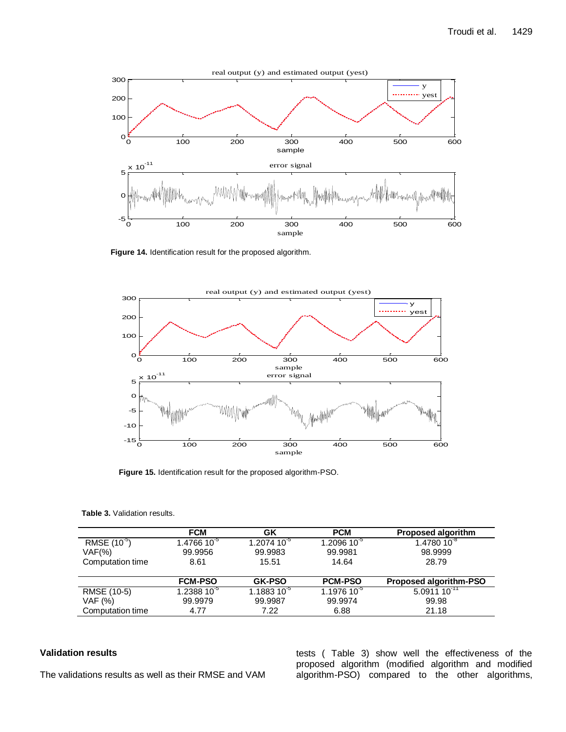**Figure 14.** Identification result for the proposed algorithm.

**Figure 15.** Identification result for the proposed algorithm-PSO.

**Table 3.** Validation results.

| | FCM | GK | PCM | Proposed algorithm |
|---|---|---|---|---|
| RMSE ($10^{-5}$) | 1.4766 $10^{-5}$ | 1.2074 $10^{-5}$ | 1.2096 $10^{-5}$ | 1.4780 $10^{-8}$ |
| VAF(%) | 99.9956 | 99.9983 | 99.9981 | 98.9999 |
| Computation time | 8.61 | 15.51 | 14.64 | 28.79 |
| | **FCM-PSO** | **GK-PSO** | **PCM-PSO** | **Proposed algorithm-PSO** |
| RMSE (10-5) | 1.2388 $10^{-5}$ | 1.1883 $10^{-5}$ | 1.1976 $10^{-5}$ | 5.0911 $10^{-11}$ |
| VAF (%) | 99.9979 | 99.9987 | 99.9974 | 99.98 |
| Computation time | 4.77 | 7.22 | 6.88 | 21.18 |

## Validation results

The validations results as well as their RMSE and VAM tests ( Table 3) show well the effectiveness of the proposed algorithm (modified algorithm and modified algorithm-PSO) compared to the other algorithms,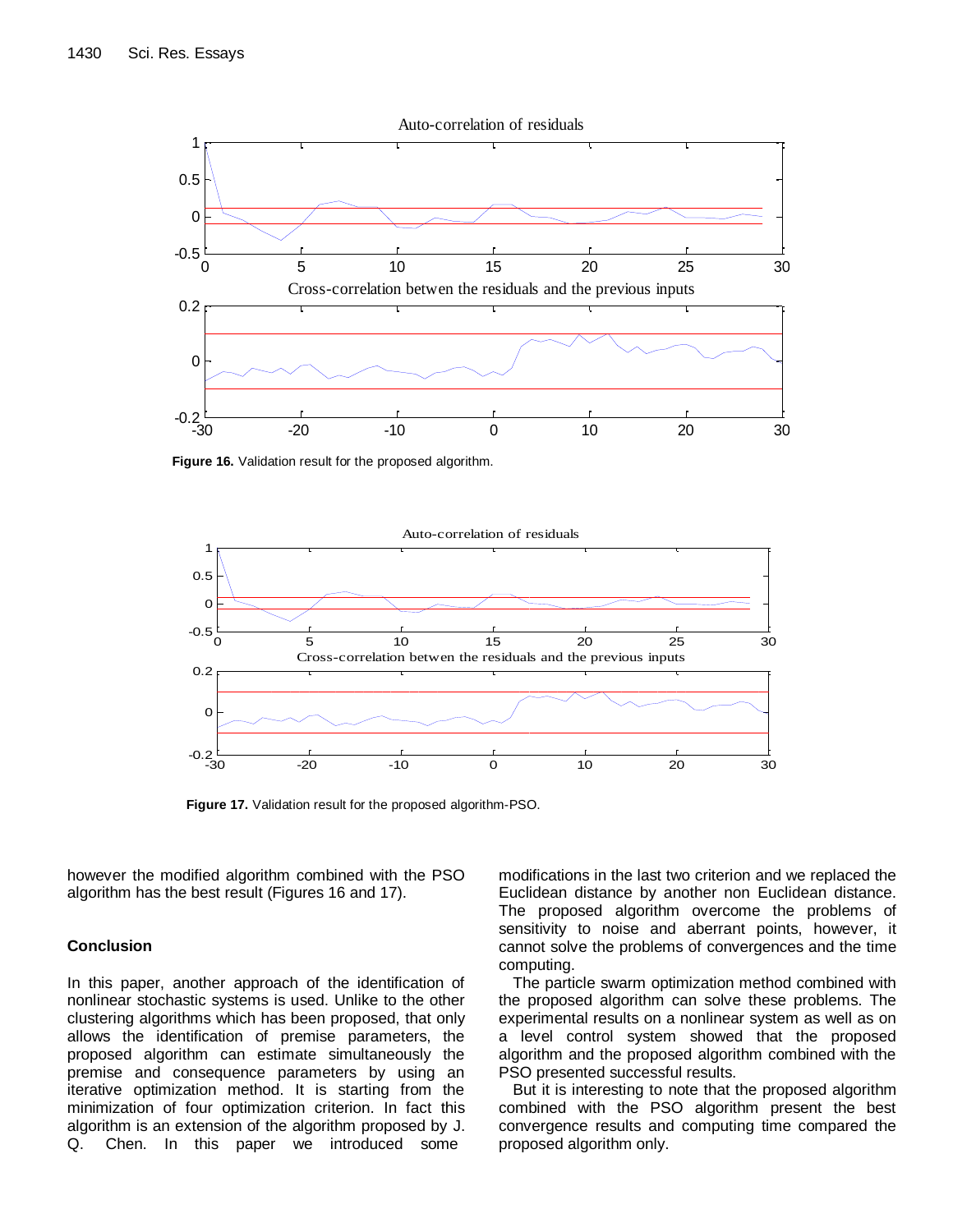**Figure 16.** Validation result for the proposed algorithm.

**Figure 17.** Validation result for the proposed algorithm-PSO.

however the modified algorithm combined with the PSO algorithm has the best result (Figures 16 and 17).

## Conclusion

In this paper, another approach of the identification of nonlinear stochastic systems is used. Unlike to the other clustering algorithms which has been proposed, that only allows the identification of premise parameters, the proposed algorithm can estimate simultaneously the premise and consequence parameters by using an iterative optimization method. It is starting from the minimization of four optimization criterion. In fact this algorithm is an extension of the algorithm proposed by J. Q. Chen. In this paper we introduced some modifications in the last two criterion and we replaced the Euclidean distance by another non Euclidean distance. The proposed algorithm overcome the problems of sensitivity to noise and aberrant points, however, it cannot solve the problems of convergences and the time computing.

The particle swarm optimization method combined with the proposed algorithm can solve these problems. The experimental results on a nonlinear system as well as on a level control system showed that the proposed algorithm and the proposed algorithm combined with the PSO presented successful results.

But it is interesting to note that the proposed algorithm combined with the PSO algorithm present the best convergence results and computing time compared the proposed algorithm only.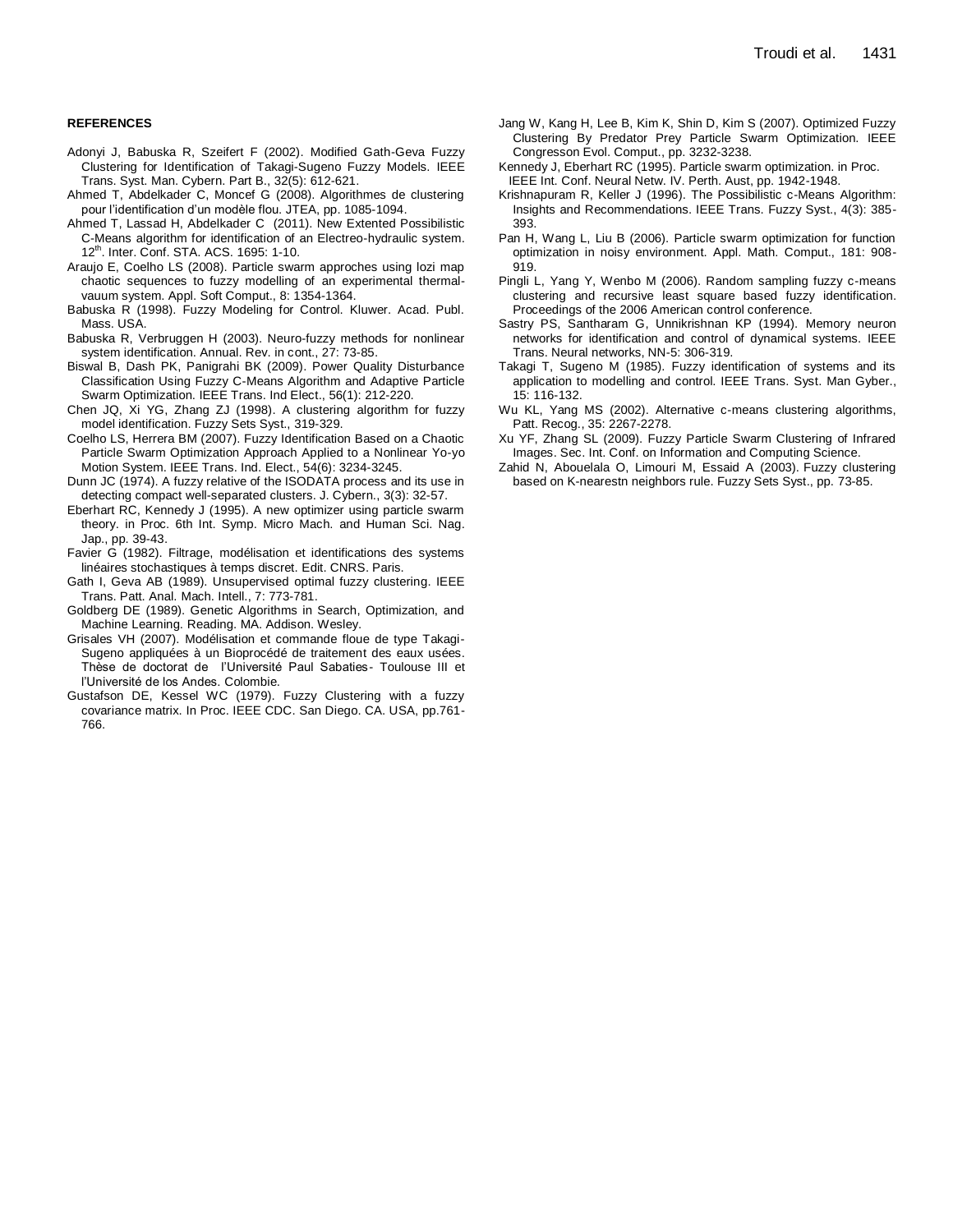**REFERENCES**

Adonyi J, Babuska R, Szeifert F (2002). Modified Gath-Geva Fuzzy Clustering for Identification of Takagi-Sugeno Fuzzy Models. IEEE Trans. Syst. Man. Cybern. Part B., 32(5): 612-621.

Ahmed T, Abdelkader C, Moncef G (2008). Algorithmes de clustering pour l'identification d'un modèle flou. JTEA, pp. 1085-1094.

Ahmed T, Lassad H, Abdelkader C (2011). New Extented Possibilistic C-Means algorithm for identification of an Electreo-hydraulic system. 12th. Inter. Conf. STA. ACS. 1695: 1-10.

Araujo E, Coelho LS (2008). Particle swarm approches using lozi map chaotic sequences to fuzzy modelling of an experimental thermal-vauum system. Appl. Soft Comput., 8: 1354-1364.

Babuska R (1998). Fuzzy Modeling for Control. Kluwer. Acad. Publ. Mass. USA.

Babuska R, Verbruggen H (2003). Neuro-fuzzy methods for nonlinear system identification. Annual. Rev. in cont., 27: 73-85.

Biswal B, Dash PK, Panigrahi BK (2009). Power Quality Disturbance Classification Using Fuzzy C-Means Algorithm and Adaptive Particle Swarm Optimization. IEEE Trans. Ind Elect., 56(1): 212-220.

Chen JQ, Xi YG, Zhang ZJ (1998). A clustering algorithm for fuzzy model identification. Fuzzy Sets Syst., 319-329.

Coelho LS, Herrera BM (2007). Fuzzy Identification Based on a Chaotic Particle Swarm Optimization Approach Applied to a Nonlinear Yo-yo Motion System. IEEE Trans. Ind. Elect., 54(6): 3234-3245.

Dunn JC (1974). A fuzzy relative of the ISODATA process and its use in detecting compact well-separated clusters. J. Cybern., 3(3): 32-57.

Eberhart RC, Kennedy J (1995). A new optimizer using particle swarm theory. in Proc. 6th Int. Symp. Micro Mach. and Human Sci. Nag. Jap., pp. 39-43.

Favier G (1982). Filtrage, modélisation et identifications des systems linéaires stochastiques à temps discret. Edit. CNRS. Paris.

Gath I, Geva AB (1989). Unsupervised optimal fuzzy clustering. IEEE Trans. Patt. Anal. Mach. Intell., 7: 773-781.

Goldberg DE (1989). Genetic Algorithms in Search, Optimization, and Machine Learning. Reading. MA. Addison. Wesley.

Grisales VH (2007). Modélisation et commande floue de type Takagi-Sugeno appliquées à un Bioprocédé de traitement des eaux usées. Thèse de doctorat de l'Université Paul Sabaties- Toulouse III et l'Université de los Andes. Colombie.

Gustafson DE, Kessel WC (1979). Fuzzy Clustering with a fuzzy covariance matrix. In Proc. IEEE CDC. San Diego. CA. USA, pp.761-766.

Jang W, Kang H, Lee B, Kim K, Shin D, Kim S (2007). Optimized Fuzzy Clustering By Predator Prey Particle Swarm Optimization. IEEE Congresson Evol. Comput., pp. 3232-3238.

Kennedy J, Eberhart RC (1995). Particle swarm optimization. in Proc. IEEE Int. Conf. Neural Netw. IV. Perth. Aust, pp. 1942-1948.

Krishnapuram R, Keller J (1996). The Possibilistic c-Means Algorithm: Insights and Recommendations. IEEE Trans. Fuzzy Syst., 4(3): 385-393.

Pan H, Wang L, Liu B (2006). Particle swarm optimization for function optimization in noisy environment. Appl. Math. Comput., 181: 908-919.

Pingli L, Yang Y, Wenbo M (2006). Random sampling fuzzy c-means clustering and recursive least square based fuzzy identification. Proceedings of the 2006 American control conference.

Sastry PS, Santharam G, Unnikrishnan KP (1994). Memory neuron networks for identification and control of dynamical systems. IEEE Trans. Neural networks, NN-5: 306-319.

Takagi T, Sugeno M (1985). Fuzzy identification of systems and its application to modelling and control. IEEE Trans. Syst. Man Gyber., 15: 116-132.

Wu KL, Yang MS (2002). Alternative c-means clustering algorithms, Patt. Recog., 35: 2267-2278.

Xu YF, Zhang SL (2009). Fuzzy Particle Swarm Clustering of Infrared Images. Sec. Int. Conf. on Information and Computing Science.

Zahid N, Abouelala O, Limouri M, Essaid A (2003). Fuzzy clustering based on K-nearestn neighbors rule. Fuzzy Sets Syst., pp. 73-85.